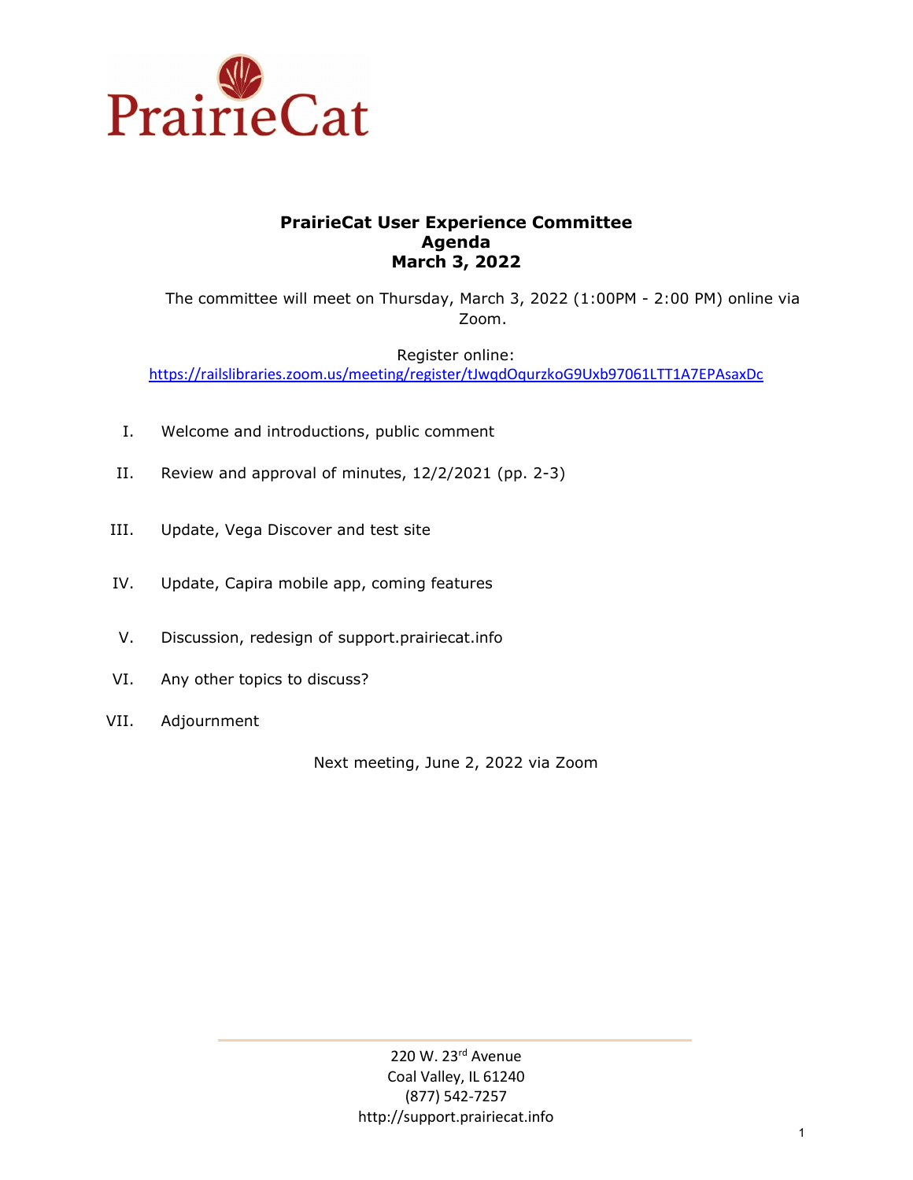PrairieCat

# PrairieCat User Experience Committee
## Agenda
## March 3, 2022

The committee will meet on Thursday, March 3, 2022 (1:00PM - 2:00 PM) online via Zoom.

Register online:
https://railslibraries.zoom.us/meeting/register/tJwqdOqurzkoG9Uxb97061LTT1A7EPAsaxDc

I. Welcome and introductions, public comment

II. Review and approval of minutes, 12/2/2021 (pp. 2-3)

III. Update, Vega Discover and test site

IV. Update, Capira mobile app, coming features

V. Discussion, redesign of support.prairiecat.info

VI. Any other topics to discuss?

VII. Adjournment

Next meeting, June 2, 2022 via Zoom

220 W. 23rd Avenue
Coal Valley, IL 61240
(877) 542-7257
http://support.prairiecat.info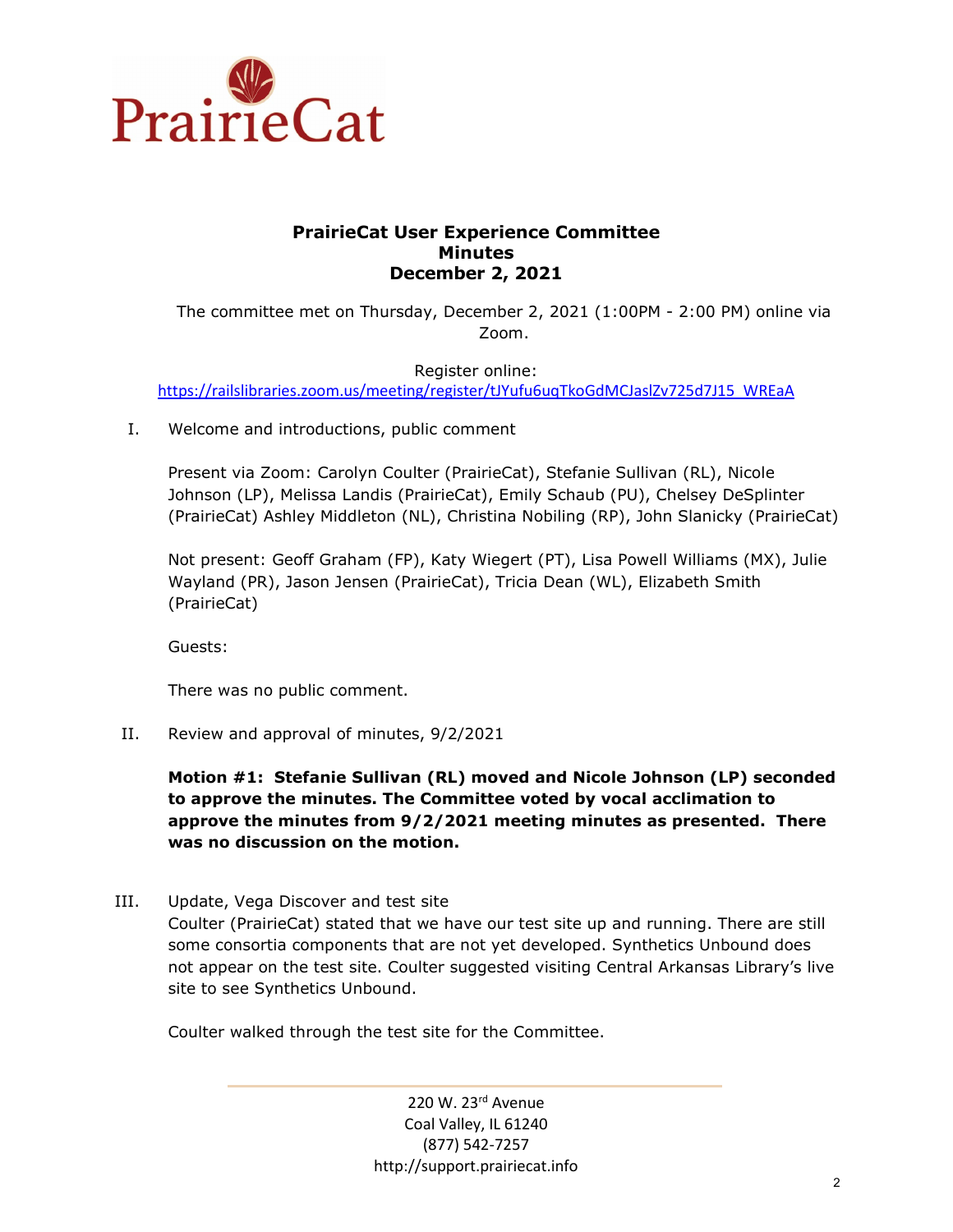PrairieCat

**PrairieCat User Experience Committee**
**Minutes**
**December 2, 2021**

The committee met on Thursday, December 2, 2021 (1:00PM - 2:00 PM) online via Zoom.

Register online:
https://railslibraries.zoom.us/meeting/register/tJYufu6uqTkoGdMCJaslZv725d7J15_WREaA

I. Welcome and introductions, public comment

Present via Zoom: Carolyn Coulter (PrairieCat), Stefanie Sullivan (RL), Nicole Johnson (LP), Melissa Landis (PrairieCat), Emily Schaub (PU), Chelsey DeSplinter (PrairieCat) Ashley Middleton (NL), Christina Nobiling (RP), John Slanicky (PrairieCat)

Not present: Geoff Graham (FP), Katy Wiegert (PT), Lisa Powell Williams (MX), Julie Wayland (PR), Jason Jensen (PrairieCat), Tricia Dean (WL), Elizabeth Smith (PrairieCat)

Guests:

There was no public comment.

II. Review and approval of minutes, 9/2/2021

**Motion #1: Stefanie Sullivan (RL) moved and Nicole Johnson (LP) seconded to approve the minutes. The Committee voted by vocal acclimation to approve the minutes from 9/2/2021 meeting minutes as presented. There was no discussion on the motion.**

III. Update, Vega Discover and test site
Coulter (PrairieCat) stated that we have our test site up and running. There are still some consortia components that are not yet developed. Synthetics Unbound does not appear on the test site. Coulter suggested visiting Central Arkansas Library's live site to see Synthetics Unbound.

Coulter walked through the test site for the Committee.

220 W. 23rd Avenue
Coal Valley, IL 61240
(877) 542-7257
http://support.prairiecat.info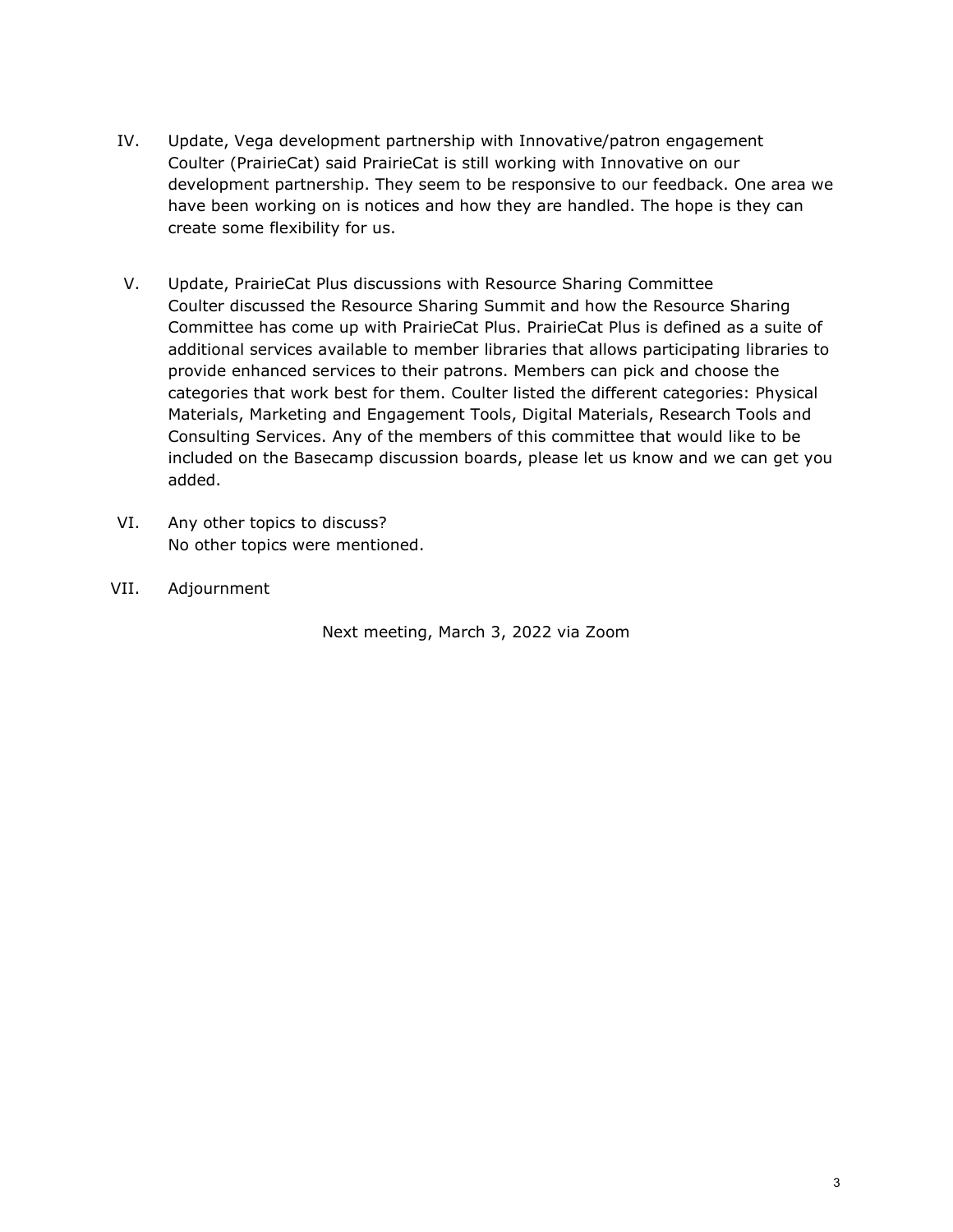IV. Update, Vega development partnership with Innovative/patron engagement
Coulter (PrairieCat) said PrairieCat is still working with Innovative on our development partnership. They seem to be responsive to our feedback. One area we have been working on is notices and how they are handled. The hope is they can create some flexibility for us.

V. Update, PrairieCat Plus discussions with Resource Sharing Committee
Coulter discussed the Resource Sharing Summit and how the Resource Sharing Committee has come up with PrairieCat Plus. PrairieCat Plus is defined as a suite of additional services available to member libraries that allows participating libraries to provide enhanced services to their patrons. Members can pick and choose the categories that work best for them. Coulter listed the different categories: Physical Materials, Marketing and Engagement Tools, Digital Materials, Research Tools and Consulting Services. Any of the members of this committee that would like to be included on the Basecamp discussion boards, please let us know and we can get you added.

VI. Any other topics to discuss?
No other topics were mentioned.

VII. Adjournment

Next meeting, March 3, 2022 via Zoom